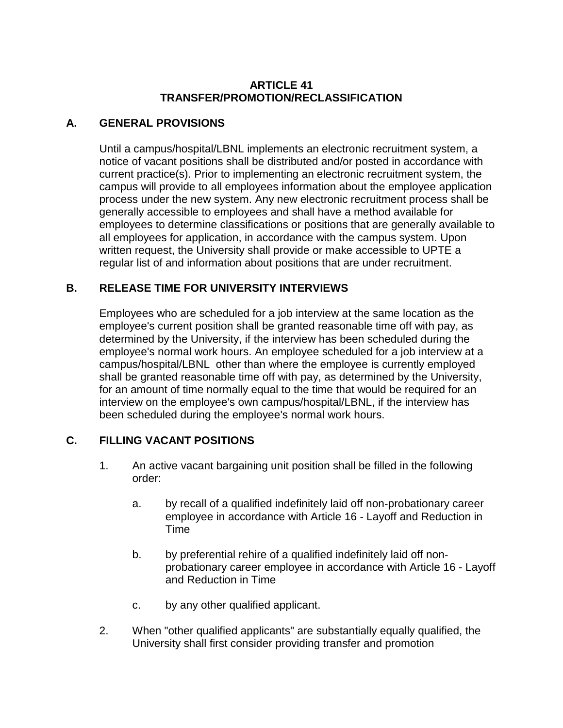# ARTICLE 41
# TRANSFER/PROMOTION/RECLASSIFICATION

## A. GENERAL PROVISIONS

Until a campus/hospital/LBNL implements an electronic recruitment system, a notice of vacant positions shall be distributed and/or posted in accordance with current practice(s). Prior to implementing an electronic recruitment system, the campus will provide to all employees information about the employee application process under the new system. Any new electronic recruitment process shall be generally accessible to employees and shall have a method available for employees to determine classifications or positions that are generally available to all employees for application, in accordance with the campus system. Upon written request, the University shall provide or make accessible to UPTE a regular list of and information about positions that are under recruitment.

## B. RELEASE TIME FOR UNIVERSITY INTERVIEWS

Employees who are scheduled for a job interview at the same location as the employee's current position shall be granted reasonable time off with pay, as determined by the University, if the interview has been scheduled during the employee's normal work hours. An employee scheduled for a job interview at a campus/hospital/LBNL other than where the employee is currently employed shall be granted reasonable time off with pay, as determined by the University, for an amount of time normally equal to the time that would be required for an interview on the employee's own campus/hospital/LBNL, if the interview has been scheduled during the employee's normal work hours.

## C. FILLING VACANT POSITIONS

1. An active vacant bargaining unit position shall be filled in the following order:

   a. by recall of a qualified indefinitely laid off non-probationary career employee in accordance with Article 16 - Layoff and Reduction in Time

   b. by preferential rehire of a qualified indefinitely laid off non-probationary career employee in accordance with Article 16 - Layoff and Reduction in Time

   c. by any other qualified applicant.

2. When "other qualified applicants" are substantially equally qualified, the University shall first consider providing transfer and promotion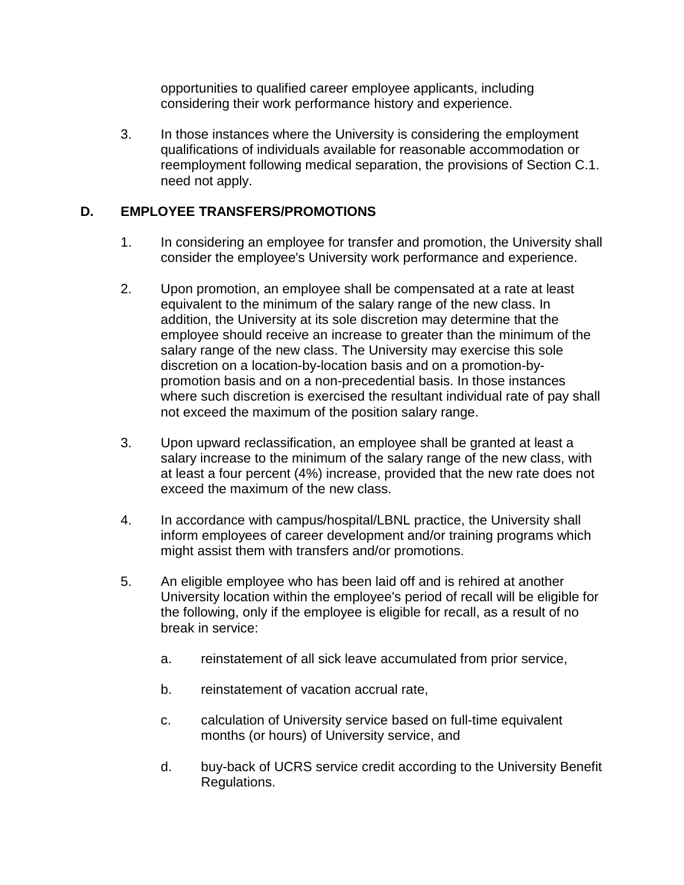opportunities to qualified career employee applicants, including considering their work performance history and experience.

3. In those instances where the University is considering the employment qualifications of individuals available for reasonable accommodation or reemployment following medical separation, the provisions of Section C.1. need not apply.

## D. EMPLOYEE TRANSFERS/PROMOTIONS

1. In considering an employee for transfer and promotion, the University shall consider the employee's University work performance and experience.

2. Upon promotion, an employee shall be compensated at a rate at least equivalent to the minimum of the salary range of the new class. In addition, the University at its sole discretion may determine that the employee should receive an increase to greater than the minimum of the salary range of the new class. The University may exercise this sole discretion on a location-by-location basis and on a promotion-by-promotion basis and on a non-precedential basis. In those instances where such discretion is exercised the resultant individual rate of pay shall not exceed the maximum of the position salary range.

3. Upon upward reclassification, an employee shall be granted at least a salary increase to the minimum of the salary range of the new class, with at least a four percent (4%) increase, provided that the new rate does not exceed the maximum of the new class.

4. In accordance with campus/hospital/LBNL practice, the University shall inform employees of career development and/or training programs which might assist them with transfers and/or promotions.

5. An eligible employee who has been laid off and is rehired at another University location within the employee's period of recall will be eligible for the following, only if the employee is eligible for recall, as a result of no break in service:

   a. reinstatement of all sick leave accumulated from prior service,

   b. reinstatement of vacation accrual rate,

   c. calculation of University service based on full-time equivalent months (or hours) of University service, and

   d. buy-back of UCRS service credit according to the University Benefit Regulations.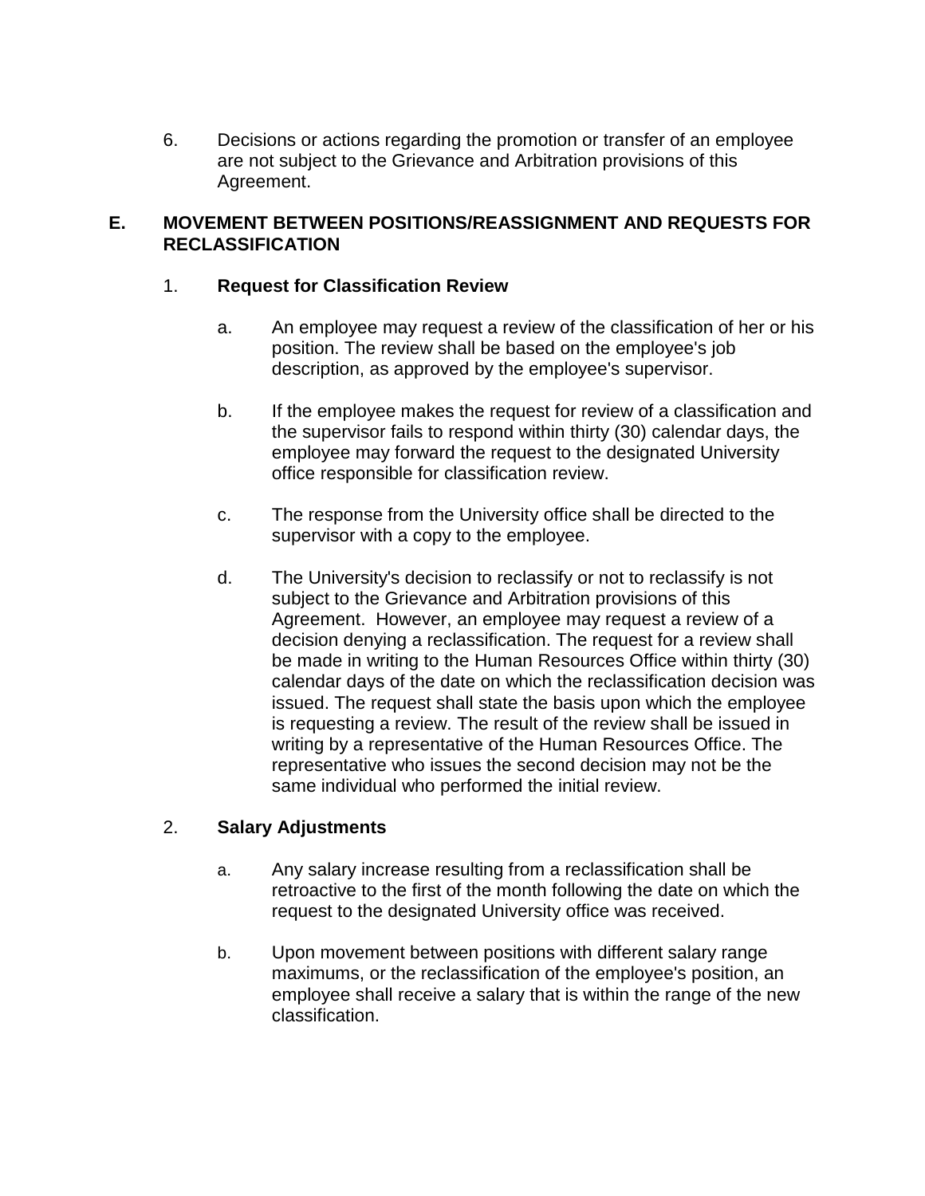6. Decisions or actions regarding the promotion or transfer of an employee are not subject to the Grievance and Arbitration provisions of this Agreement.

## E. MOVEMENT BETWEEN POSITIONS/REASSIGNMENT AND REQUESTS FOR RECLASSIFICATION

### 1. Request for Classification Review

a. An employee may request a review of the classification of her or his position. The review shall be based on the employee's job description, as approved by the employee's supervisor.

b. If the employee makes the request for review of a classification and the supervisor fails to respond within thirty (30) calendar days, the employee may forward the request to the designated University office responsible for classification review.

c. The response from the University office shall be directed to the supervisor with a copy to the employee.

d. The University's decision to reclassify or not to reclassify is not subject to the Grievance and Arbitration provisions of this Agreement. However, an employee may request a review of a decision denying a reclassification. The request for a review shall be made in writing to the Human Resources Office within thirty (30) calendar days of the date on which the reclassification decision was issued. The request shall state the basis upon which the employee is requesting a review. The result of the review shall be issued in writing by a representative of the Human Resources Office. The representative who issues the second decision may not be the same individual who performed the initial review.

### 2. Salary Adjustments

a. Any salary increase resulting from a reclassification shall be retroactive to the first of the month following the date on which the request to the designated University office was received.

b. Upon movement between positions with different salary range maximums, or the reclassification of the employee's position, an employee shall receive a salary that is within the range of the new classification.